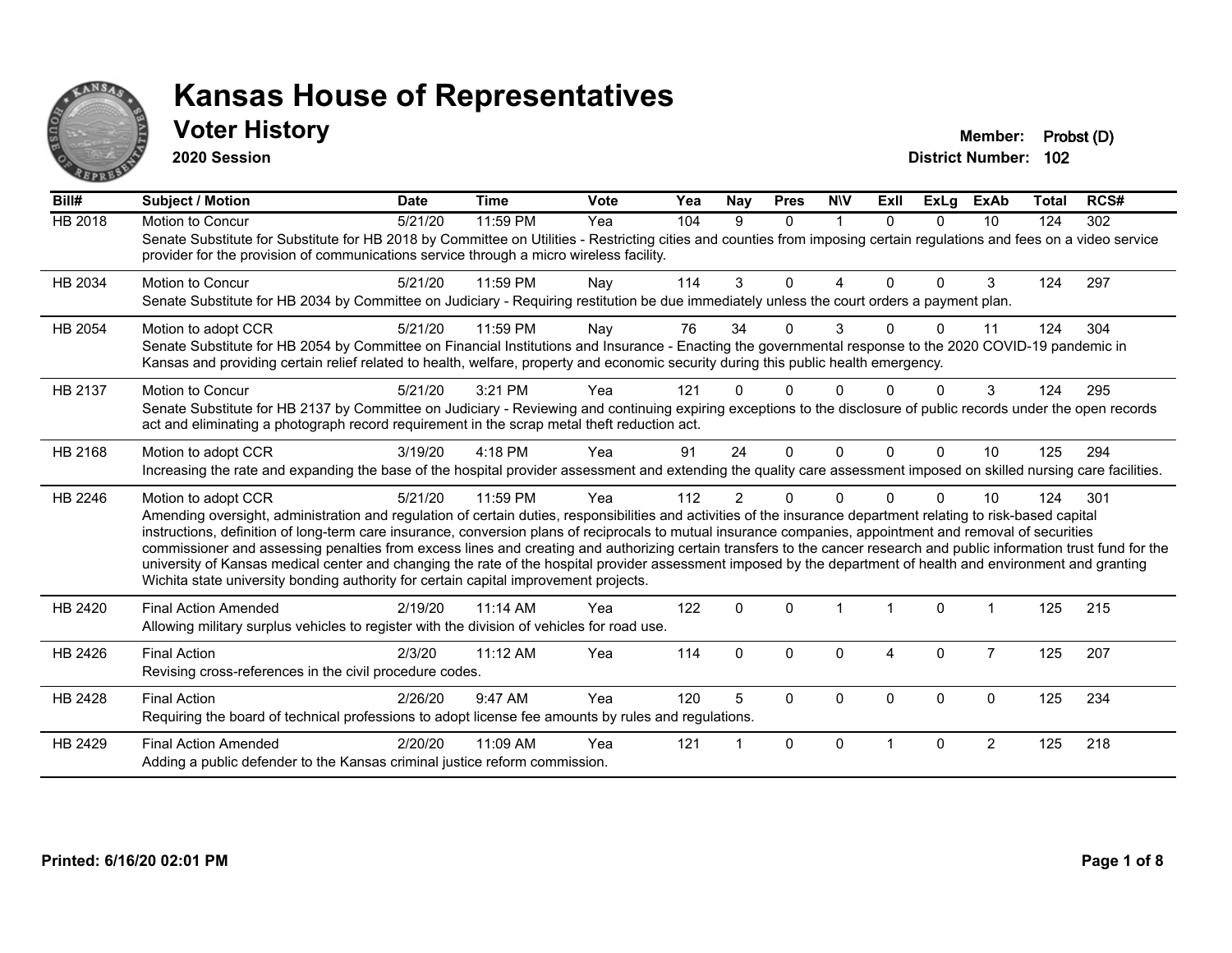# Kansas House of Representatives

## Voter History

**2020 Session**

**Member:** Probst (D)
**District Number:** 102

| Bill# | Subject / Motion | Date | Time | Vote | Yea | Nay | Pres | N\V | ExII | ExLg | ExAb | Total | RCS# |
|---|---|---|---|---|---|---|---|---|---|---|---|---|---|
| HB 2018 | Motion to Concur | 5/21/20 | 11:59 PM | Yea | 104 | 9 | 0 | 1 | 0 | 0 | 10 | 124 | 302 |
| | Senate Substitute for Substitute for HB 2018 by Committee on Utilities - Restricting cities and counties from imposing certain regulations and fees on a video service provider for the provision of communications service through a micro wireless facility. | | | | | | | | | | | | |
| HB 2034 | Motion to Concur | 5/21/20 | 11:59 PM | Nay | 114 | 3 | 0 | 4 | 0 | 0 | 3 | 124 | 297 |
| | Senate Substitute for HB 2034 by Committee on Judiciary - Requiring restitution be due immediately unless the court orders a payment plan. | | | | | | | | | | | | |
| HB 2054 | Motion to adopt CCR | 5/21/20 | 11:59 PM | Nay | 76 | 34 | 0 | 3 | 0 | 0 | 11 | 124 | 304 |
| | Senate Substitute for HB 2054 by Committee on Financial Institutions and Insurance - Enacting the governmental response to the 2020 COVID-19 pandemic in Kansas and providing certain relief related to health, welfare, property and economic security during this public health emergency. | | | | | | | | | | | | |
| HB 2137 | Motion to Concur | 5/21/20 | 3:21 PM | Yea | 121 | 0 | 0 | 0 | 0 | 0 | 3 | 124 | 295 |
| | Senate Substitute for HB 2137 by Committee on Judiciary - Reviewing and continuing expiring exceptions to the disclosure of public records under the open records act and eliminating a photograph record requirement in the scrap metal theft reduction act. | | | | | | | | | | | | |
| HB 2168 | Motion to adopt CCR | 3/19/20 | 4:18 PM | Yea | 91 | 24 | 0 | 0 | 0 | 0 | 10 | 125 | 294 |
| | Increasing the rate and expanding the base of the hospital provider assessment and extending the quality care assessment imposed on skilled nursing care facilities. | | | | | | | | | | | | |
| HB 2246 | Motion to adopt CCR | 5/21/20 | 11:59 PM | Yea | 112 | 2 | 0 | 0 | 0 | 0 | 10 | 124 | 301 |
| | Amending oversight, administration and regulation of certain duties, responsibilities and activities of the insurance department relating to risk-based capital instructions, definition of long-term care insurance, conversion plans of reciprocals to mutual insurance companies, appointment and removal of securities commissioner and assessing penalties from excess lines and creating and authorizing certain transfers to the cancer research and public information trust fund for the university of Kansas medical center and changing the rate of the hospital provider assessment imposed by the department of health and environment and granting Wichita state university bonding authority for certain capital improvement projects. | | | | | | | | | | | | |
| HB 2420 | Final Action Amended | 2/19/20 | 11:14 AM | Yea | 122 | 0 | 0 | 1 | 1 | 0 | 1 | 125 | 215 |
| | Allowing military surplus vehicles to register with the division of vehicles for road use. | | | | | | | | | | | | |
| HB 2426 | Final Action | 2/3/20 | 11:12 AM | Yea | 114 | 0 | 0 | 0 | 4 | 0 | 7 | 125 | 207 |
| | Revising cross-references in the civil procedure codes. | | | | | | | | | | | | |
| HB 2428 | Final Action | 2/26/20 | 9:47 AM | Yea | 120 | 5 | 0 | 0 | 0 | 0 | 0 | 125 | 234 |
| | Requiring the board of technical professions to adopt license fee amounts by rules and regulations. | | | | | | | | | | | | |
| HB 2429 | Final Action Amended | 2/20/20 | 11:09 AM | Yea | 121 | 1 | 0 | 0 | 1 | 0 | 2 | 125 | 218 |
| | Adding a public defender to the Kansas criminal justice reform commission. | | | | | | | | | | | | |

Printed: 6/16/20 02:01 PM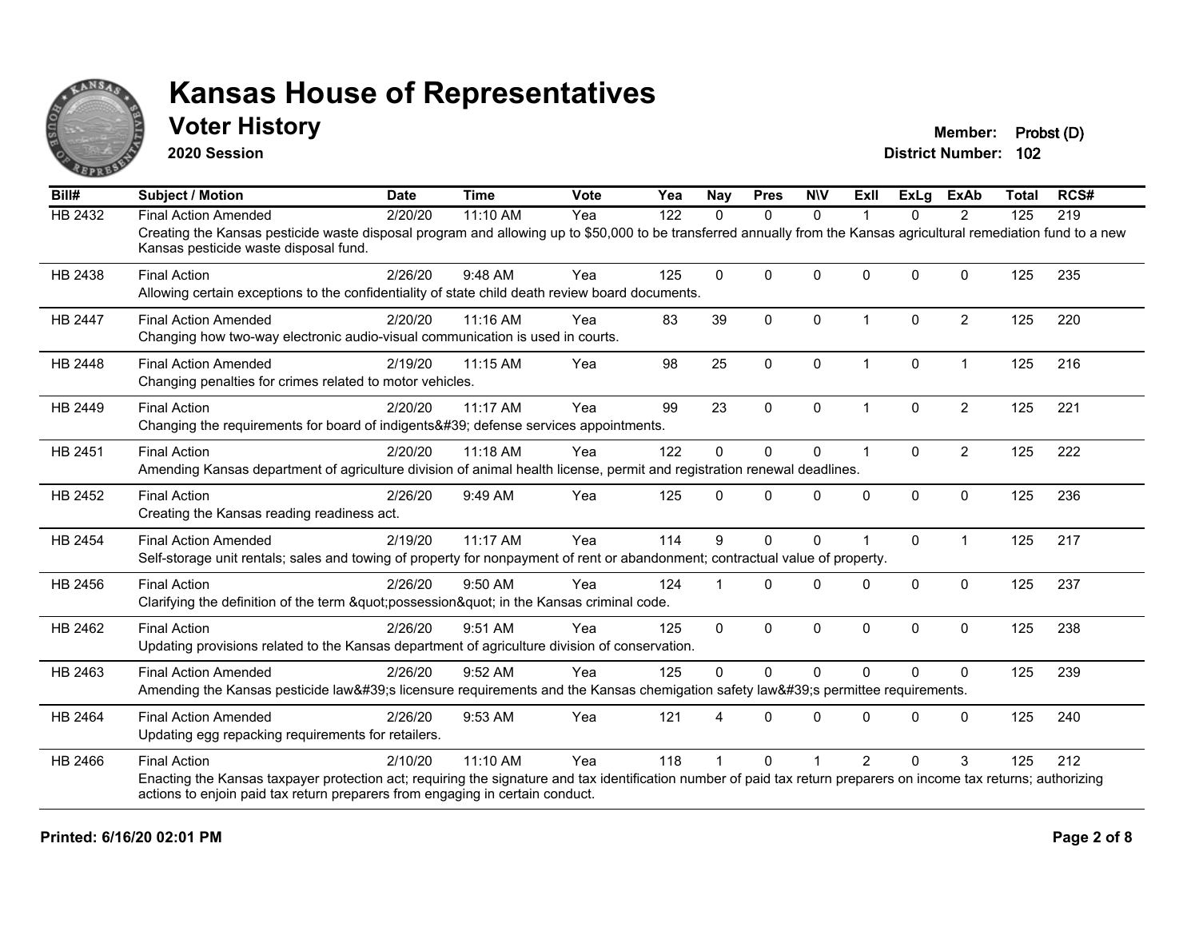# Kansas House of Representatives

## Voter History

**2020 Session**

**Member:** Probst (D)
**District Number:** 102

| Bill# | Subject / Motion | Date | Time | Vote | Yea | Nay | Pres | N\V | ExII | ExLg | ExAb | Total | RCS# |
|---|---|---|---|---|---|---|---|---|---|---|---|---|---|
| HB 2432 | Final Action Amended | 2/20/20 | 11:10 AM | Yea | 122 | 0 | 0 | 0 | 1 | 0 | 2 | 125 | 219 |
| | Creating the Kansas pesticide waste disposal program and allowing up to $50,000 to be transferred annually from the Kansas agricultural remediation fund to a new Kansas pesticide waste disposal fund. | | | | | | | | | | | | |
| HB 2438 | Final Action | 2/26/20 | 9:48 AM | Yea | 125 | 0 | 0 | 0 | 0 | 0 | 0 | 125 | 235 |
| | Allowing certain exceptions to the confidentiality of state child death review board documents. | | | | | | | | | | | | |
| HB 2447 | Final Action Amended | 2/20/20 | 11:16 AM | Yea | 83 | 39 | 0 | 0 | 1 | 0 | 2 | 125 | 220 |
| | Changing how two-way electronic audio-visual communication is used in courts. | | | | | | | | | | | | |
| HB 2448 | Final Action Amended | 2/19/20 | 11:15 AM | Yea | 98 | 25 | 0 | 0 | 1 | 0 | 1 | 125 | 216 |
| | Changing penalties for crimes related to motor vehicles. | | | | | | | | | | | | |
| HB 2449 | Final Action | 2/20/20 | 11:17 AM | Yea | 99 | 23 | 0 | 0 | 1 | 0 | 2 | 125 | 221 |
| | Changing the requirements for board of indigents&#39; defense services appointments. | | | | | | | | | | | | |
| HB 2451 | Final Action | 2/20/20 | 11:18 AM | Yea | 122 | 0 | 0 | 0 | 1 | 0 | 2 | 125 | 222 |
| | Amending Kansas department of agriculture division of animal health license, permit and registration renewal deadlines. | | | | | | | | | | | | |
| HB 2452 | Final Action | 2/26/20 | 9:49 AM | Yea | 125 | 0 | 0 | 0 | 0 | 0 | 0 | 125 | 236 |
| | Creating the Kansas reading readiness act. | | | | | | | | | | | | |
| HB 2454 | Final Action Amended | 2/19/20 | 11:17 AM | Yea | 114 | 9 | 0 | 0 | 1 | 0 | 1 | 125 | 217 |
| | Self-storage unit rentals; sales and towing of property for nonpayment of rent or abandonment; contractual value of property. | | | | | | | | | | | | |
| HB 2456 | Final Action | 2/26/20 | 9:50 AM | Yea | 124 | 1 | 0 | 0 | 0 | 0 | 0 | 125 | 237 |
| | Clarifying the definition of the term &quot;possession&quot; in the Kansas criminal code. | | | | | | | | | | | | |
| HB 2462 | Final Action | 2/26/20 | 9:51 AM | Yea | 125 | 0 | 0 | 0 | 0 | 0 | 0 | 125 | 238 |
| | Updating provisions related to the Kansas department of agriculture division of conservation. | | | | | | | | | | | | |
| HB 2463 | Final Action Amended | 2/26/20 | 9:52 AM | Yea | 125 | 0 | 0 | 0 | 0 | 0 | 0 | 125 | 239 |
| | Amending the Kansas pesticide law&#39;s licensure requirements and the Kansas chemigation safety law&#39;s permittee requirements. | | | | | | | | | | | | |
| HB 2464 | Final Action Amended | 2/26/20 | 9:53 AM | Yea | 121 | 4 | 0 | 0 | 0 | 0 | 0 | 125 | 240 |
| | Updating egg repacking requirements for retailers. | | | | | | | | | | | | |
| HB 2466 | Final Action | 2/10/20 | 11:10 AM | Yea | 118 | 1 | 0 | 1 | 2 | 0 | 3 | 125 | 212 |
| | Enacting the Kansas taxpayer protection act; requiring the signature and tax identification number of paid tax return preparers on income tax returns; authorizing actions to enjoin paid tax return preparers from engaging in certain conduct. | | | | | | | | | | | | |

**Printed: 6/16/20 02:01 PM**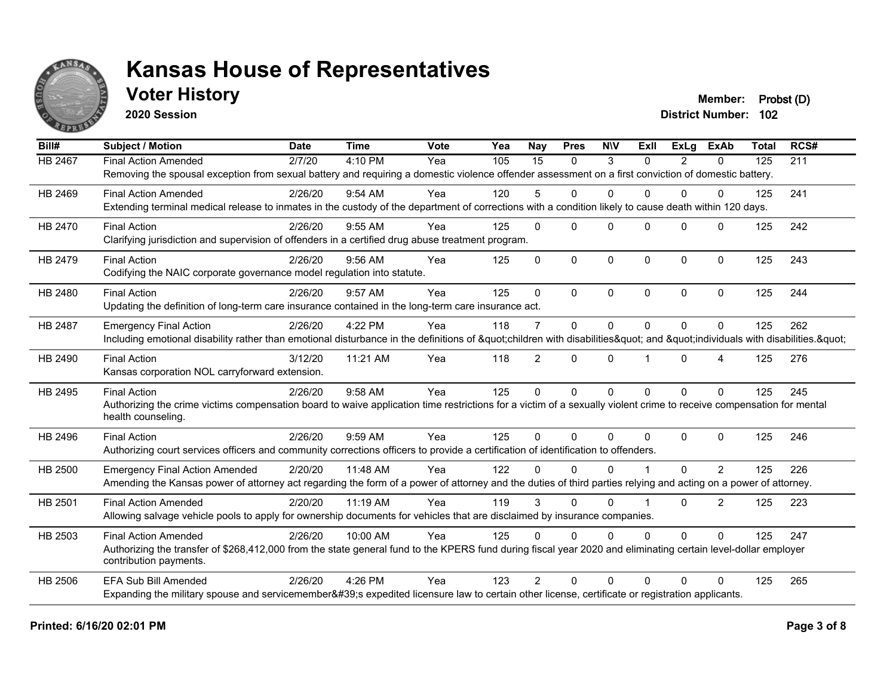# Kansas House of Representatives

## Voter History

**2020 Session**

**Member:** Probst (D)
**District Number:** 102

| Bill# | Subject / Motion | Date | Time | Vote | Yea | Nay | Pres | N\V | ExII | ExLg | ExAb | Total | RCS# |
|---|---|---|---|---|---|---|---|---|---|---|---|---|---|
| HB 2467 | Final Action Amended | 2/7/20 | 4:10 PM | Yea | 105 | 15 | 0 | 3 | 0 | 2 | 0 | 125 | 211 |
| | Removing the spousal exception from sexual battery and requiring a domestic violence offender assessment on a first conviction of domestic battery. | | | | | | | | | | | | |
| HB 2469 | Final Action Amended | 2/26/20 | 9:54 AM | Yea | 120 | 5 | 0 | 0 | 0 | 0 | 0 | 125 | 241 |
| | Extending terminal medical release to inmates in the custody of the department of corrections with a condition likely to cause death within 120 days. | | | | | | | | | | | | |
| HB 2470 | Final Action | 2/26/20 | 9:55 AM | Yea | 125 | 0 | 0 | 0 | 0 | 0 | 0 | 125 | 242 |
| | Clarifying jurisdiction and supervision of offenders in a certified drug abuse treatment program. | | | | | | | | | | | | |
| HB 2479 | Final Action | 2/26/20 | 9:56 AM | Yea | 125 | 0 | 0 | 0 | 0 | 0 | 0 | 125 | 243 |
| | Codifying the NAIC corporate governance model regulation into statute. | | | | | | | | | | | | |
| HB 2480 | Final Action | 2/26/20 | 9:57 AM | Yea | 125 | 0 | 0 | 0 | 0 | 0 | 0 | 125 | 244 |
| | Updating the definition of long-term care insurance contained in the long-term care insurance act. | | | | | | | | | | | | |
| HB 2487 | Emergency Final Action | 2/26/20 | 4:22 PM | Yea | 118 | 7 | 0 | 0 | 0 | 0 | 0 | 125 | 262 |
| | Including emotional disability rather than emotional disturbance in the definitions of &quot;children with disabilities&quot; and &quot;individuals with disabilities.&quot; | | | | | | | | | | | | |
| HB 2490 | Final Action | 3/12/20 | 11:21 AM | Yea | 118 | 2 | 0 | 0 | 1 | 0 | 4 | 125 | 276 |
| | Kansas corporation NOL carryforward extension. | | | | | | | | | | | | |
| HB 2495 | Final Action | 2/26/20 | 9:58 AM | Yea | 125 | 0 | 0 | 0 | 0 | 0 | 0 | 125 | 245 |
| | Authorizing the crime victims compensation board to waive application time restrictions for a victim of a sexually violent crime to receive compensation for mental health counseling. | | | | | | | | | | | | |
| HB 2496 | Final Action | 2/26/20 | 9:59 AM | Yea | 125 | 0 | 0 | 0 | 0 | 0 | 0 | 125 | 246 |
| | Authorizing court services officers and community corrections officers to provide a certification of identification to offenders. | | | | | | | | | | | | |
| HB 2500 | Emergency Final Action Amended | 2/20/20 | 11:48 AM | Yea | 122 | 0 | 0 | 0 | 1 | 0 | 2 | 125 | 226 |
| | Amending the Kansas power of attorney act regarding the form of a power of attorney and the duties of third parties relying and acting on a power of attorney. | | | | | | | | | | | | |
| HB 2501 | Final Action Amended | 2/20/20 | 11:19 AM | Yea | 119 | 3 | 0 | 0 | 1 | 0 | 2 | 125 | 223 |
| | Allowing salvage vehicle pools to apply for ownership documents for vehicles that are disclaimed by insurance companies. | | | | | | | | | | | | |
| HB 2503 | Final Action Amended | 2/26/20 | 10:00 AM | Yea | 125 | 0 | 0 | 0 | 0 | 0 | 0 | 125 | 247 |
| | Authorizing the transfer of $268,412,000 from the state general fund to the KPERS fund during fiscal year 2020 and eliminating certain level-dollar employer contribution payments. | | | | | | | | | | | | |
| HB 2506 | EFA Sub Bill Amended | 2/26/20 | 4:26 PM | Yea | 123 | 2 | 0 | 0 | 0 | 0 | 0 | 125 | 265 |
| | Expanding the military spouse and servicemember&#39;s expedited licensure law to certain other license, certificate or registration applicants. | | | | | | | | | | | | |

**Printed: 6/16/20 02:01 PM**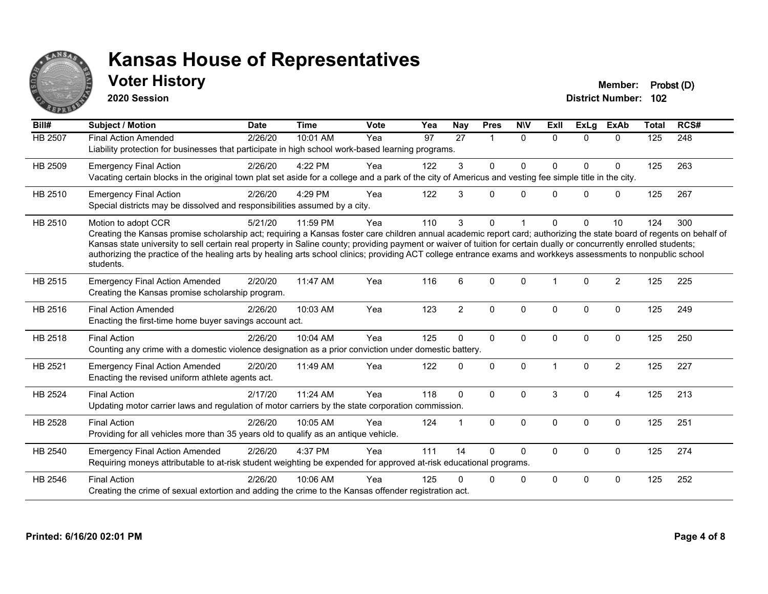# Kansas House of Representatives

## Voter History

**2020 Session**

**Member:** Probst (D)
**District Number:** 102

| Bill# | Subject / Motion | Date | Time | Vote | Yea | Nay | Pres | N\V | ExII | ExLg | ExAb | Total | RCS# |
|---|---|---|---|---|---|---|---|---|---|---|---|---|---|
| HB 2507 | Final Action Amended | 2/26/20 | 10:01 AM | Yea | 97 | 27 | 1 | 0 | 0 | 0 | 0 | 125 | 248 |
| | Liability protection for businesses that participate in high school work-based learning programs. | | | | | | | | | | | | |
| HB 2509 | Emergency Final Action | 2/26/20 | 4:22 PM | Yea | 122 | 3 | 0 | 0 | 0 | 0 | 0 | 125 | 263 |
| | Vacating certain blocks in the original town plat set aside for a college and a park of the city of Americus and vesting fee simple title in the city. | | | | | | | | | | | | |
| HB 2510 | Emergency Final Action | 2/26/20 | 4:29 PM | Yea | 122 | 3 | 0 | 0 | 0 | 0 | 0 | 125 | 267 |
| | Special districts may be dissolved and responsibilities assumed by a city. | | | | | | | | | | | | |
| HB 2510 | Motion to adopt CCR | 5/21/20 | 11:59 PM | Yea | 110 | 3 | 0 | 1 | 0 | 0 | 10 | 124 | 300 |
| | Creating the Kansas promise scholarship act; requiring a Kansas foster care children annual academic report card; authorizing the state board of regents on behalf of Kansas state university to sell certain real property in Saline county; providing payment or waiver of tuition for certain dually or concurrently enrolled students; authorizing the practice of the healing arts by healing arts school clinics; providing ACT college entrance exams and workkeys assessments to nonpublic school students. | | | | | | | | | | | | |
| HB 2515 | Emergency Final Action Amended | 2/20/20 | 11:47 AM | Yea | 116 | 6 | 0 | 0 | 1 | 0 | 2 | 125 | 225 |
| | Creating the Kansas promise scholarship program. | | | | | | | | | | | | |
| HB 2516 | Final Action Amended | 2/26/20 | 10:03 AM | Yea | 123 | 2 | 0 | 0 | 0 | 0 | 0 | 125 | 249 |
| | Enacting the first-time home buyer savings account act. | | | | | | | | | | | | |
| HB 2518 | Final Action | 2/26/20 | 10:04 AM | Yea | 125 | 0 | 0 | 0 | 0 | 0 | 0 | 125 | 250 |
| | Counting any crime with a domestic violence designation as a prior conviction under domestic battery. | | | | | | | | | | | | |
| HB 2521 | Emergency Final Action Amended | 2/20/20 | 11:49 AM | Yea | 122 | 0 | 0 | 0 | 1 | 0 | 2 | 125 | 227 |
| | Enacting the revised uniform athlete agents act. | | | | | | | | | | | | |
| HB 2524 | Final Action | 2/17/20 | 11:24 AM | Yea | 118 | 0 | 0 | 0 | 3 | 0 | 4 | 125 | 213 |
| | Updating motor carrier laws and regulation of motor carriers by the state corporation commission. | | | | | | | | | | | | |
| HB 2528 | Final Action | 2/26/20 | 10:05 AM | Yea | 124 | 1 | 0 | 0 | 0 | 0 | 0 | 125 | 251 |
| | Providing for all vehicles more than 35 years old to qualify as an antique vehicle. | | | | | | | | | | | | |
| HB 2540 | Emergency Final Action Amended | 2/26/20 | 4:37 PM | Yea | 111 | 14 | 0 | 0 | 0 | 0 | 0 | 125 | 274 |
| | Requiring moneys attributable to at-risk student weighting be expended for approved at-risk educational programs. | | | | | | | | | | | | |
| HB 2546 | Final Action | 2/26/20 | 10:06 AM | Yea | 125 | 0 | 0 | 0 | 0 | 0 | 0 | 125 | 252 |
| | Creating the crime of sexual extortion and adding the crime to the Kansas offender registration act. | | | | | | | | | | | | |

**Printed: 6/16/20 02:01 PM**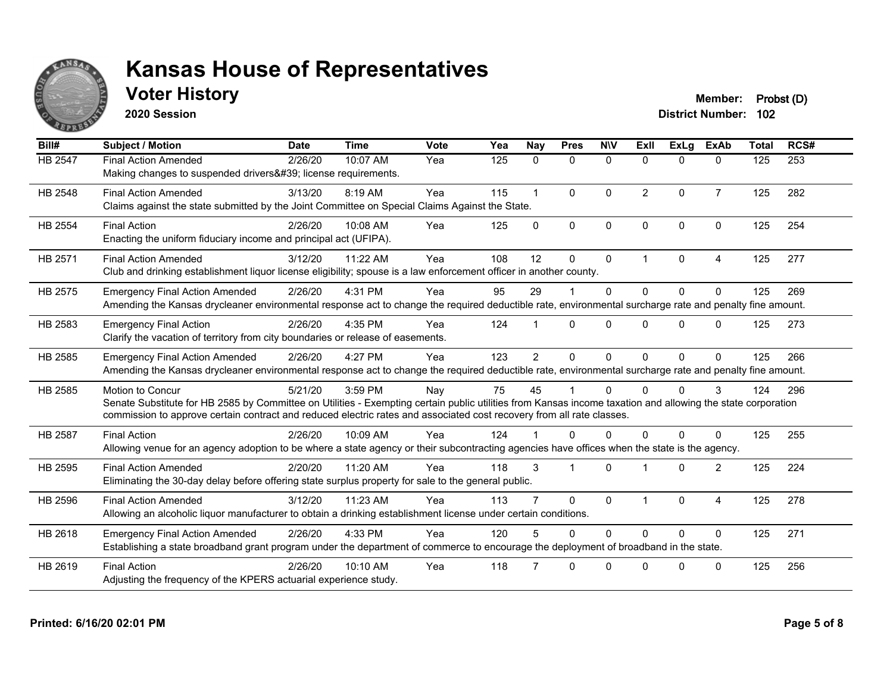# Kansas House of Representatives

## Voter History

**2020 Session**

**Member:** Probst (D)
**District Number:** 102

| Bill# | Subject / Motion | Date | Time | Vote | Yea | Nay | Pres | N\V | ExII | ExLg | ExAb | Total | RCS# |
|---|---|---|---|---|---|---|---|---|---|---|---|---|---|
| HB 2547 | Final Action Amended | 2/26/20 | 10:07 AM | Yea | 125 | 0 | 0 | 0 | 0 | 0 | 0 | 125 | 253 |
| | Making changes to suspended drivers&#39; license requirements. | | | | | | | | | | | | |
| HB 2548 | Final Action Amended | 3/13/20 | 8:19 AM | Yea | 115 | 1 | 0 | 0 | 2 | 0 | 7 | 125 | 282 |
| | Claims against the state submitted by the Joint Committee on Special Claims Against the State. | | | | | | | | | | | | |
| HB 2554 | Final Action | 2/26/20 | 10:08 AM | Yea | 125 | 0 | 0 | 0 | 0 | 0 | 0 | 125 | 254 |
| | Enacting the uniform fiduciary income and principal act (UFIPA). | | | | | | | | | | | | |
| HB 2571 | Final Action Amended | 3/12/20 | 11:22 AM | Yea | 108 | 12 | 0 | 0 | 1 | 0 | 4 | 125 | 277 |
| | Club and drinking establishment liquor license eligibility; spouse is a law enforcement officer in another county. | | | | | | | | | | | | |
| HB 2575 | Emergency Final Action Amended | 2/26/20 | 4:31 PM | Yea | 95 | 29 | 1 | 0 | 0 | 0 | 0 | 125 | 269 |
| | Amending the Kansas drycleaner environmental response act to change the required deductible rate, environmental surcharge rate and penalty fine amount. | | | | | | | | | | | | |
| HB 2583 | Emergency Final Action | 2/26/20 | 4:35 PM | Yea | 124 | 1 | 0 | 0 | 0 | 0 | 0 | 125 | 273 |
| | Clarify the vacation of territory from city boundaries or release of easements. | | | | | | | | | | | | |
| HB 2585 | Emergency Final Action Amended | 2/26/20 | 4:27 PM | Yea | 123 | 2 | 0 | 0 | 0 | 0 | 0 | 125 | 266 |
| | Amending the Kansas drycleaner environmental response act to change the required deductible rate, environmental surcharge rate and penalty fine amount. | | | | | | | | | | | | |
| HB 2585 | Motion to Concur | 5/21/20 | 3:59 PM | Nay | 75 | 45 | 1 | 0 | 0 | 0 | 3 | 124 | 296 |
| | Senate Substitute for HB 2585 by Committee on Utilities - Exempting certain public utilities from Kansas income taxation and allowing the state corporation commission to approve certain contract and reduced electric rates and associated cost recovery from all rate classes. | | | | | | | | | | | | |
| HB 2587 | Final Action | 2/26/20 | 10:09 AM | Yea | 124 | 1 | 0 | 0 | 0 | 0 | 0 | 125 | 255 |
| | Allowing venue for an agency adoption to be where a state agency or their subcontracting agencies have offices when the state is the agency. | | | | | | | | | | | | |
| HB 2595 | Final Action Amended | 2/20/20 | 11:20 AM | Yea | 118 | 3 | 1 | 0 | 1 | 0 | 2 | 125 | 224 |
| | Eliminating the 30-day delay before offering state surplus property for sale to the general public. | | | | | | | | | | | | |
| HB 2596 | Final Action Amended | 3/12/20 | 11:23 AM | Yea | 113 | 7 | 0 | 0 | 1 | 0 | 4 | 125 | 278 |
| | Allowing an alcoholic liquor manufacturer to obtain a drinking establishment license under certain conditions. | | | | | | | | | | | | |
| HB 2618 | Emergency Final Action Amended | 2/26/20 | 4:33 PM | Yea | 120 | 5 | 0 | 0 | 0 | 0 | 0 | 125 | 271 |
| | Establishing a state broadband grant program under the department of commerce to encourage the deployment of broadband in the state. | | | | | | | | | | | | |
| HB 2619 | Final Action | 2/26/20 | 10:10 AM | Yea | 118 | 7 | 0 | 0 | 0 | 0 | 0 | 125 | 256 |
| | Adjusting the frequency of the KPERS actuarial experience study. | | | | | | | | | | | | |

**Printed: 6/16/20 02:01 PM**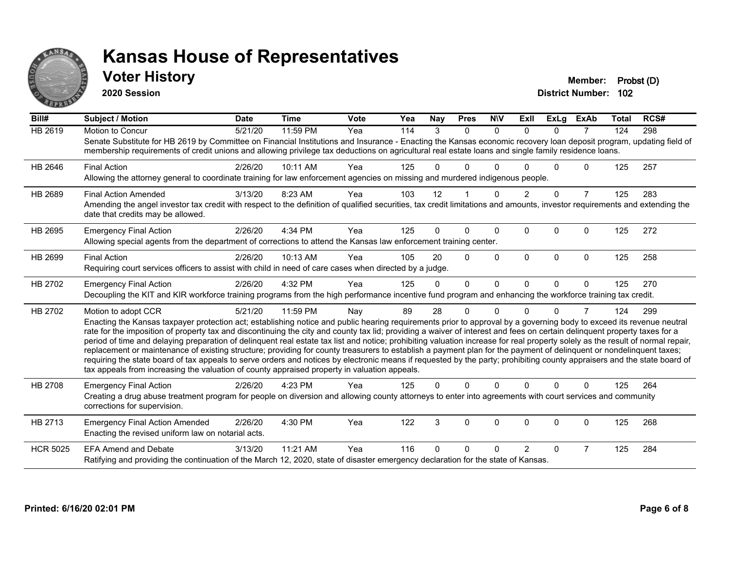# Kansas House of Representatives

## Voter History

**2020 Session**

**Member:** Probst (D)
**District Number:** 102

| Bill# | Subject / Motion | Date | Time | Vote | Yea | Nay | Pres | N\V | ExII | ExLg | ExAb | Total | RCS# |
|---|---|---|---|---|---|---|---|---|---|---|---|---|---|
| HB 2619 | Motion to Concur | 5/21/20 | 11:59 PM | Yea | 114 | 3 | 0 | 0 | 0 | 0 | 7 | 124 | 298 |
| | Senate Substitute for HB 2619 by Committee on Financial Institutions and Insurance - Enacting the Kansas economic recovery loan deposit program, updating field of membership requirements of credit unions and allowing privilege tax deductions on agricultural real estate loans and single family residence loans. | | | | | | | | | | | | |
| HB 2646 | Final Action | 2/26/20 | 10:11 AM | Yea | 125 | 0 | 0 | 0 | 0 | 0 | 0 | 125 | 257 |
| | Allowing the attorney general to coordinate training for law enforcement agencies on missing and murdered indigenous people. | | | | | | | | | | | | |
| HB 2689 | Final Action Amended | 3/13/20 | 8:23 AM | Yea | 103 | 12 | 1 | 0 | 2 | 0 | 7 | 125 | 283 |
| | Amending the angel investor tax credit with respect to the definition of qualified securities, tax credit limitations and amounts, investor requirements and extending the date that credits may be allowed. | | | | | | | | | | | | |
| HB 2695 | Emergency Final Action | 2/26/20 | 4:34 PM | Yea | 125 | 0 | 0 | 0 | 0 | 0 | 0 | 125 | 272 |
| | Allowing special agents from the department of corrections to attend the Kansas law enforcement training center. | | | | | | | | | | | | |
| HB 2699 | Final Action | 2/26/20 | 10:13 AM | Yea | 105 | 20 | 0 | 0 | 0 | 0 | 0 | 125 | 258 |
| | Requiring court services officers to assist with child in need of care cases when directed by a judge. | | | | | | | | | | | | |
| HB 2702 | Emergency Final Action | 2/26/20 | 4:32 PM | Yea | 125 | 0 | 0 | 0 | 0 | 0 | 0 | 125 | 270 |
| | Decoupling the KIT and KIR workforce training programs from the high performance incentive fund program and enhancing the workforce training tax credit. | | | | | | | | | | | | |
| HB 2702 | Motion to adopt CCR | 5/21/20 | 11:59 PM | Nay | 89 | 28 | 0 | 0 | 0 | 0 | 7 | 124 | 299 |
| | Enacting the Kansas taxpayer protection act; establishing notice and public hearing requirements prior to approval by a governing body to exceed its revenue neutral rate for the imposition of property tax and discontinuing the city and county tax lid; providing a waiver of interest and fees on certain delinquent property taxes for a period of time and delaying preparation of delinquent real estate tax list and notice; prohibiting valuation increase for real property solely as the result of normal repair, replacement or maintenance of existing structure; providing for county treasurers to establish a payment plan for the payment of delinquent or nondelinquent taxes; requiring the state board of tax appeals to serve orders and notices by electronic means if requested by the party; prohibiting county appraisers and the state board of tax appeals from increasing the valuation of county appraised property in valuation appeals. | | | | | | | | | | | | |
| HB 2708 | Emergency Final Action | 2/26/20 | 4:23 PM | Yea | 125 | 0 | 0 | 0 | 0 | 0 | 0 | 125 | 264 |
| | Creating a drug abuse treatment program for people on diversion and allowing county attorneys to enter into agreements with court services and community corrections for supervision. | | | | | | | | | | | | |
| HB 2713 | Emergency Final Action Amended | 2/26/20 | 4:30 PM | Yea | 122 | 3 | 0 | 0 | 0 | 0 | 0 | 125 | 268 |
| | Enacting the revised uniform law on notarial acts. | | | | | | | | | | | | |
| HCR 5025 | EFA Amend and Debate | 3/13/20 | 11:21 AM | Yea | 116 | 0 | 0 | 0 | 2 | 0 | 7 | 125 | 284 |
| | Ratifying and providing the continuation of the March 12, 2020, state of disaster emergency declaration for the state of Kansas. | | | | | | | | | | | | |

**Printed: 6/16/20 02:01 PM**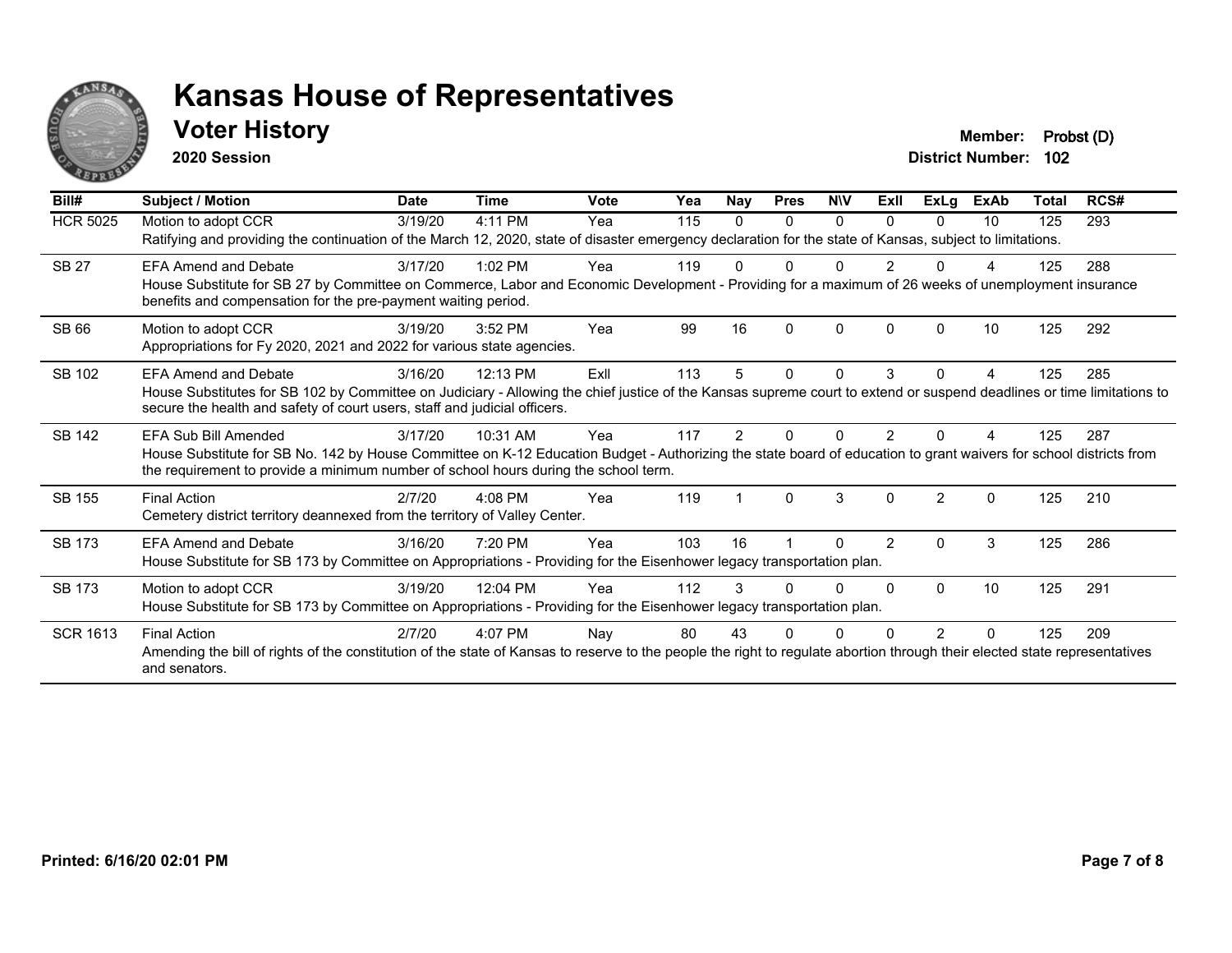# Kansas House of Representatives

## Voter History

**2020 Session**

**Member:** Probst (D)
**District Number:** 102

| Bill# | Subject / Motion | Date | Time | Vote | Yea | Nay | Pres | N\V | ExII | ExLg | ExAb | Total | RCS# |
|---|---|---|---|---|---|---|---|---|---|---|---|---|---|
| HCR 5025 | Motion to adopt CCR | 3/19/20 | 4:11 PM | Yea | 115 | 0 | 0 | 0 | 0 | 0 | 10 | 125 | 293 |
| | Ratifying and providing the continuation of the March 12, 2020, state of disaster emergency declaration for the state of Kansas, subject to limitations. | | | | | | | | | | | | |
| SB 27 | EFA Amend and Debate | 3/17/20 | 1:02 PM | Yea | 119 | 0 | 0 | 0 | 2 | 0 | 4 | 125 | 288 |
| | House Substitute for SB 27 by Committee on Commerce, Labor and Economic Development - Providing for a maximum of 26 weeks of unemployment insurance benefits and compensation for the pre-payment waiting period. | | | | | | | | | | | | |
| SB 66 | Motion to adopt CCR | 3/19/20 | 3:52 PM | Yea | 99 | 16 | 0 | 0 | 0 | 0 | 10 | 125 | 292 |
| | Appropriations for Fy 2020, 2021 and 2022 for various state agencies. | | | | | | | | | | | | |
| SB 102 | EFA Amend and Debate | 3/16/20 | 12:13 PM | ExII | 113 | 5 | 0 | 0 | 3 | 0 | 4 | 125 | 285 |
| | House Substitutes for SB 102 by Committee on Judiciary - Allowing the chief justice of the Kansas supreme court to extend or suspend deadlines or time limitations to secure the health and safety of court users, staff and judicial officers. | | | | | | | | | | | | |
| SB 142 | EFA Sub Bill Amended | 3/17/20 | 10:31 AM | Yea | 117 | 2 | 0 | 0 | 2 | 0 | 4 | 125 | 287 |
| | House Substitute for SB No. 142 by House Committee on K-12 Education Budget - Authorizing the state board of education to grant waivers for school districts from the requirement to provide a minimum number of school hours during the school term. | | | | | | | | | | | | |
| SB 155 | Final Action | 2/7/20 | 4:08 PM | Yea | 119 | 1 | 0 | 3 | 0 | 2 | 0 | 125 | 210 |
| | Cemetery district territory deannexed from the territory of Valley Center. | | | | | | | | | | | | |
| SB 173 | EFA Amend and Debate | 3/16/20 | 7:20 PM | Yea | 103 | 16 | 1 | 0 | 2 | 0 | 3 | 125 | 286 |
| | House Substitute for SB 173 by Committee on Appropriations - Providing for the Eisenhower legacy transportation plan. | | | | | | | | | | | | |
| SB 173 | Motion to adopt CCR | 3/19/20 | 12:04 PM | Yea | 112 | 3 | 0 | 0 | 0 | 0 | 10 | 125 | 291 |
| | House Substitute for SB 173 by Committee on Appropriations - Providing for the Eisenhower legacy transportation plan. | | | | | | | | | | | | |
| SCR 1613 | Final Action | 2/7/20 | 4:07 PM | Nay | 80 | 43 | 0 | 0 | 0 | 2 | 0 | 125 | 209 |
| | Amending the bill of rights of the constitution of the state of Kansas to reserve to the people the right to regulate abortion through their elected state representatives and senators. | | | | | | | | | | | | |

**Printed: 6/16/20 02:01 PM**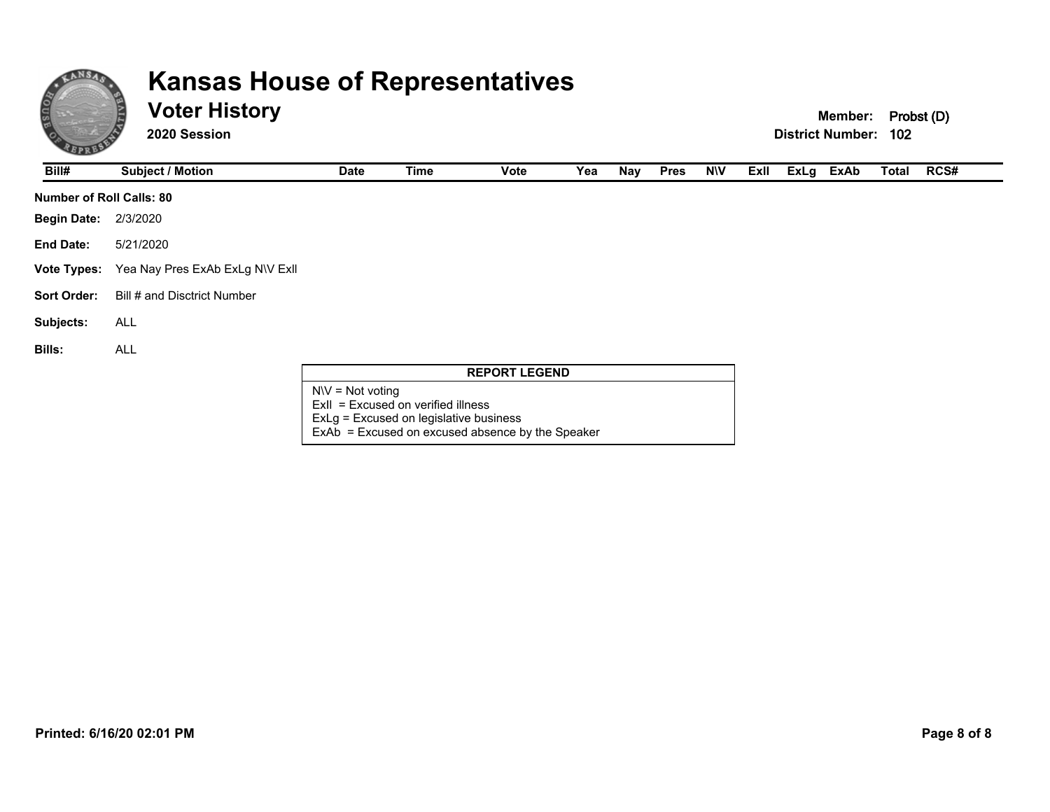# Kansas House of Representatives

## Voter History

**2020 Session**

**Member:** Probst (D)
**District Number:** 102

| Bill# | Subject / Motion | Date | Time | Vote | Yea | Nay | Pres | N\V | ExII | ExLg | ExAb | Total | RCS# |
|---|---|---|---|---|---|---|---|---|---|---|---|---|---|

**Number of Roll Calls: 80**

**Begin Date:** 2/3/2020

**End Date:** 5/21/2020

**Vote Types:** Yea Nay Pres ExAb ExLg N\V ExII

**Sort Order:** Bill # and Disctrict Number

**Subjects:** ALL

**Bills:** ALL

| REPORT LEGEND |
|---|
| N\V = Not voting |
| ExII = Excused on verified illness |
| ExLg = Excused on legislative business |
| ExAb = Excused on excused absence by the Speaker |

Printed: 6/16/20 02:01 PM